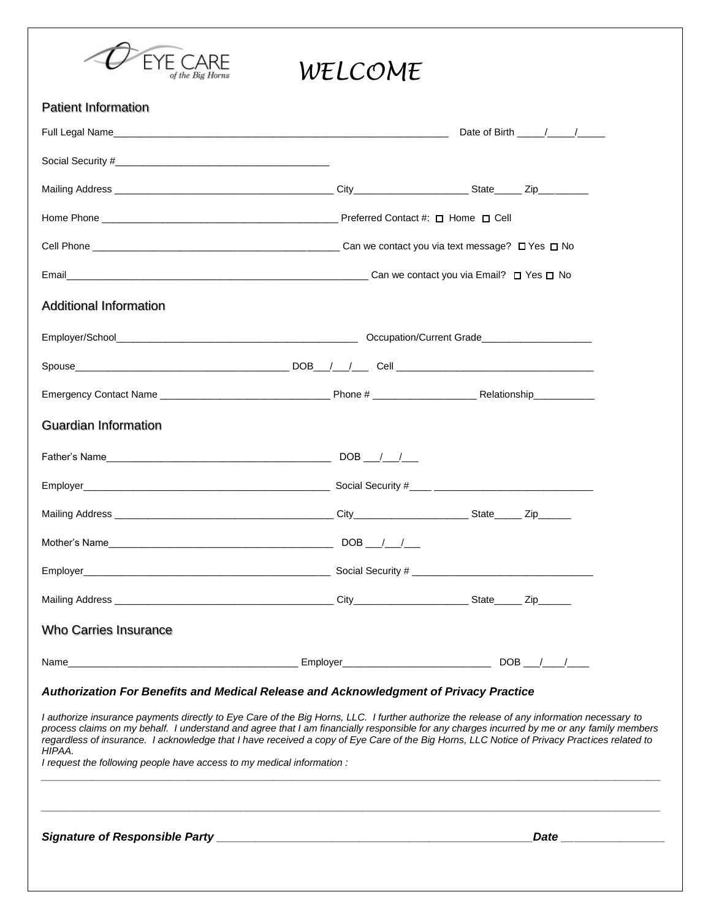EYE CARE of the Big Horns

# WELCOME

## Patient Information

Full Legal Name_____________________________________________________________ Date of Birth _____/_____/_____

Social Security #_______________________________________

Mailing Address ________________________________________ City_____________________ State_____ Zip__________

Home Phone ____________________________________________ Preferred Contact #: ☐ Home ☐ Cell

Cell Phone ______________________________________________ Can we contact you via text message? ☐ Yes ☐ No

Email__________________________________________________________ Can we contact you via Email? ☐ Yes ☐ No

## Additional Information

Employer/School______________________________________________ Occupation/Current Grade____________________

Spouse_________________________________________ DOB___/___/___ Cell _____________________________________

Emergency Contact Name _______________________________ Phone # ___________________ Relationship___________

## Guardian Information

Father's Name__________________________________________ DOB ___/___/___

Employer_______________________________________________ Social Security #____ _____________________________

Mailing Address ________________________________________ City_____________________ State_____ Zip______

Mother's Name__________________________________________ DOB ___/___/___

Employer_______________________________________________ Social Security # _________________________________

Mailing Address ________________________________________ City_____________________ State_____ Zip______

## Who Carries Insurance

Name__________________________________________ Employer___________________________ DOB ___/____/____

### *Authorization For Benefits and Medical Release and Acknowledgment of Privacy Practice*

*I authorize insurance payments directly to Eye Care of the Big Horns, LLC. I further authorize the release of any information necessary to process claims on my behalf. I understand and agree that I am financially responsible for any charges incurred by me or any family members regardless of insurance. I acknowledge that I have received a copy of Eye Care of the Big Horns, LLC Notice of Privacy Practices related to HIPAA.*

*I request the following people have access to my medical information :*

______________________________________________________________________________________________________________

______________________________________________________________________________________________________________

***Signature of Responsible Party*** _____________________________________________________***Date*** _________________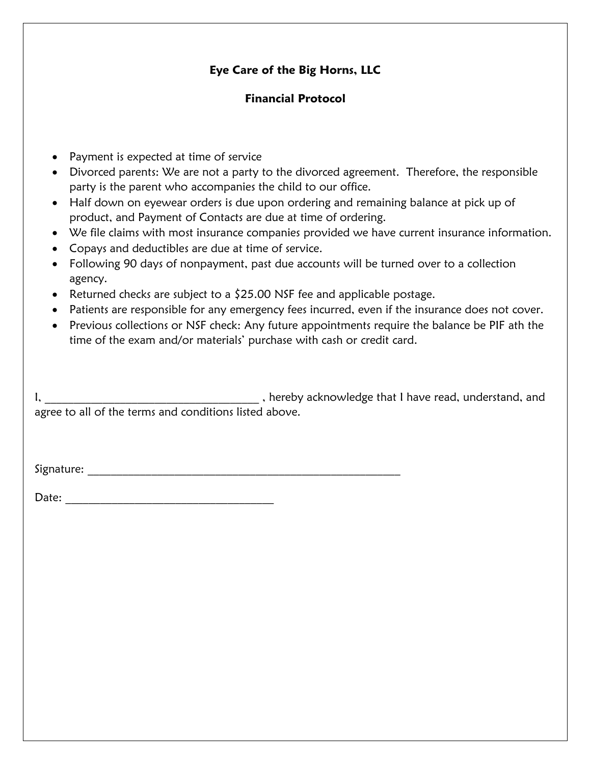**Eye Care of the Big Horns, LLC**

**Financial Protocol**

- Payment is expected at time of service
- Divorced parents: We are not a party to the divorced agreement. Therefore, the responsible party is the parent who accompanies the child to our office.
- Half down on eyewear orders is due upon ordering and remaining balance at pick up of product, and Payment of Contacts are due at time of ordering.
- We file claims with most insurance companies provided we have current insurance information.
- Copays and deductibles are due at time of service.
- Following 90 days of nonpayment, past due accounts will be turned over to a collection agency.
- Returned checks are subject to a $25.00 NSF fee and applicable postage.
- Patients are responsible for any emergency fees incurred, even if the insurance does not cover.
- Previous collections or NSF check: Any future appointments require the balance be PIF ath the time of the exam and/or materials' purchase with cash or credit card.

I, ______________________________________ , hereby acknowledge that I have read, understand, and agree to all of the terms and conditions listed above.

Signature: ________________________________________________________

Date: _____________________________________